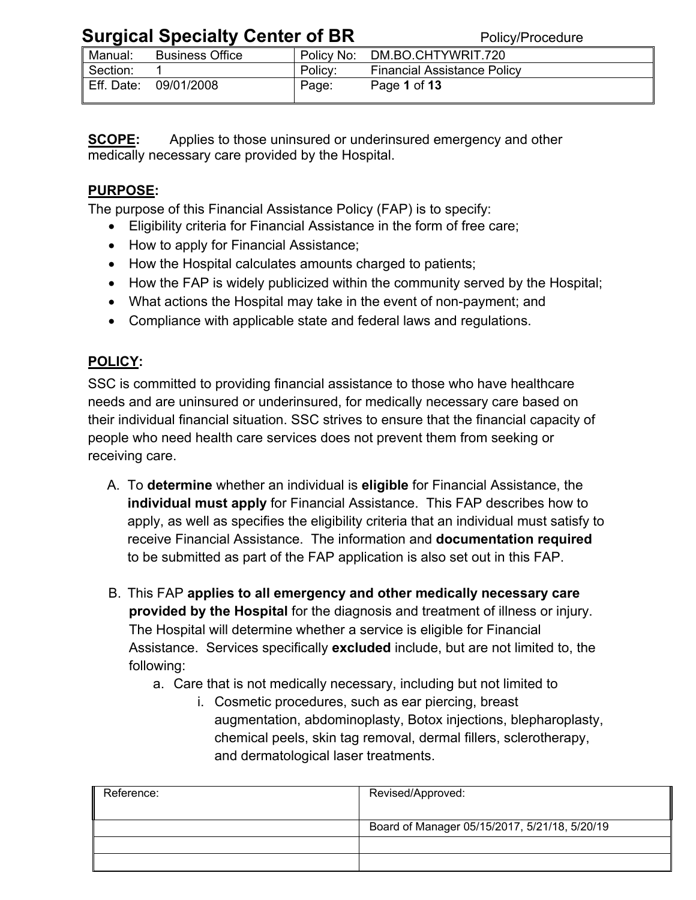# Surgical Specialty Center of BR

Policy/Procedure

| Manual: | Business Office | Policy No: | DM.BO.CHTYWRIT.720 |
|---|---|---|---|
| Section: | 1 | Policy: | Financial Assistance Policy |
| Eff. Date: | 09/01/2008 | Page: | Page **1** of **13** |

**SCOPE:** Applies to those uninsured or underinsured emergency and other medically necessary care provided by the Hospital.

**PURPOSE:**

The purpose of this Financial Assistance Policy (FAP) is to specify:

- Eligibility criteria for Financial Assistance in the form of free care;
- How to apply for Financial Assistance;
- How the Hospital calculates amounts charged to patients;
- How the FAP is widely publicized within the community served by the Hospital;
- What actions the Hospital may take in the event of non-payment; and
- Compliance with applicable state and federal laws and regulations.

**POLICY:**

SSC is committed to providing financial assistance to those who have healthcare needs and are uninsured or underinsured, for medically necessary care based on their individual financial situation. SSC strives to ensure that the financial capacity of people who need health care services does not prevent them from seeking or receiving care.

A. To **determine** whether an individual is **eligible** for Financial Assistance, the **individual must apply** for Financial Assistance. This FAP describes how to apply, as well as specifies the eligibility criteria that an individual must satisfy to receive Financial Assistance. The information and **documentation required** to be submitted as part of the FAP application is also set out in this FAP.

B. This FAP **applies to all emergency and other medically necessary care provided by the Hospital** for the diagnosis and treatment of illness or injury. The Hospital will determine whether a service is eligible for Financial Assistance. Services specifically **excluded** include, but are not limited to, the following:

   a. Care that is not medically necessary, including but not limited to

      i. Cosmetic procedures, such as ear piercing, breast augmentation, abdominoplasty, Botox injections, blepharoplasty, chemical peels, skin tag removal, dermal fillers, sclerotherapy, and dermatological laser treatments.

| Reference: | Revised/Approved: |
|---|---|
| | Board of Manager 05/15/2017, 5/21/18, 5/20/19 |
| | |
| | |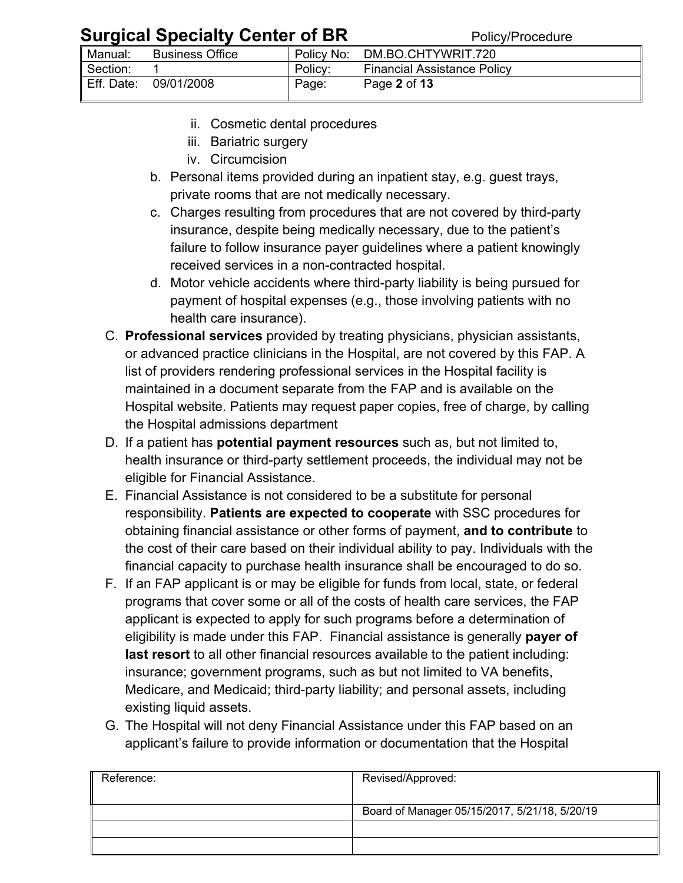ii. Cosmetic dental procedures
iii. Bariatric surgery
iv. Circumcision

b. Personal items provided during an inpatient stay, e.g. guest trays, private rooms that are not medically necessary.
c. Charges resulting from procedures that are not covered by third-party insurance, despite being medically necessary, due to the patient's failure to follow insurance payer guidelines where a patient knowingly received services in a non-contracted hospital.
d. Motor vehicle accidents where third-party liability is being pursued for payment of hospital expenses (e.g., those involving patients with no health care insurance).

C. **Professional services** provided by treating physicians, physician assistants, or advanced practice clinicians in the Hospital, are not covered by this FAP. A list of providers rendering professional services in the Hospital facility is maintained in a document separate from the FAP and is available on the Hospital website. Patients may request paper copies, free of charge, by calling the Hospital admissions department

D. If a patient has **potential payment resources** such as, but not limited to, health insurance or third-party settlement proceeds, the individual may not be eligible for Financial Assistance.

E. Financial Assistance is not considered to be a substitute for personal responsibility. **Patients are expected to cooperate** with SSC procedures for obtaining financial assistance or other forms of payment, **and to contribute** to the cost of their care based on their individual ability to pay. Individuals with the financial capacity to purchase health insurance shall be encouraged to do so.

F. If an FAP applicant is or may be eligible for funds from local, state, or federal programs that cover some or all of the costs of health care services, the FAP applicant is expected to apply for such programs before a determination of eligibility is made under this FAP. Financial assistance is generally **payer of last resort** to all other financial resources available to the patient including: insurance; government programs, such as but not limited to VA benefits, Medicare, and Medicaid; third-party liability; and personal assets, including existing liquid assets.

G. The Hospital will not deny Financial Assistance under this FAP based on an applicant's failure to provide information or documentation that the Hospital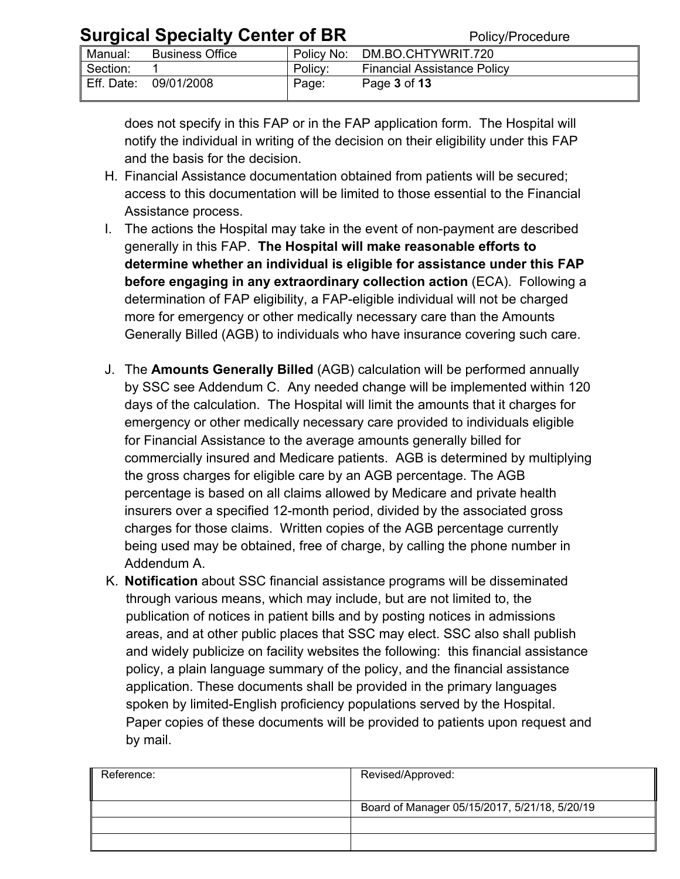does not specify in this FAP or in the FAP application form. The Hospital will notify the individual in writing of the decision on their eligibility under this FAP and the basis for the decision.

H. Financial Assistance documentation obtained from patients will be secured; access to this documentation will be limited to those essential to the Financial Assistance process.

I. The actions the Hospital may take in the event of non-payment are described generally in this FAP. **The Hospital will make reasonable efforts to determine whether an individual is eligible for assistance under this FAP before engaging in any extraordinary collection action** (ECA). Following a determination of FAP eligibility, a FAP-eligible individual will not be charged more for emergency or other medically necessary care than the Amounts Generally Billed (AGB) to individuals who have insurance covering such care.

J. The **Amounts Generally Billed** (AGB) calculation will be performed annually by SSC see Addendum C. Any needed change will be implemented within 120 days of the calculation. The Hospital will limit the amounts that it charges for emergency or other medically necessary care provided to individuals eligible for Financial Assistance to the average amounts generally billed for commercially insured and Medicare patients. AGB is determined by multiplying the gross charges for eligible care by an AGB percentage. The AGB percentage is based on all claims allowed by Medicare and private health insurers over a specified 12-month period, divided by the associated gross charges for those claims. Written copies of the AGB percentage currently being used may be obtained, free of charge, by calling the phone number in Addendum A.

K. **Notification** about SSC financial assistance programs will be disseminated through various means, which may include, but are not limited to, the publication of notices in patient bills and by posting notices in admissions areas, and at other public places that SSC may elect. SSC also shall publish and widely publicize on facility websites the following: this financial assistance policy, a plain language summary of the policy, and the financial assistance application. These documents shall be provided in the primary languages spoken by limited-English proficiency populations served by the Hospital. Paper copies of these documents will be provided to patients upon request and by mail.

| Reference: | Revised/Approved: |
|---|---|
| | Board of Manager 05/15/2017, 5/21/18, 5/20/19 |
| | |
| | |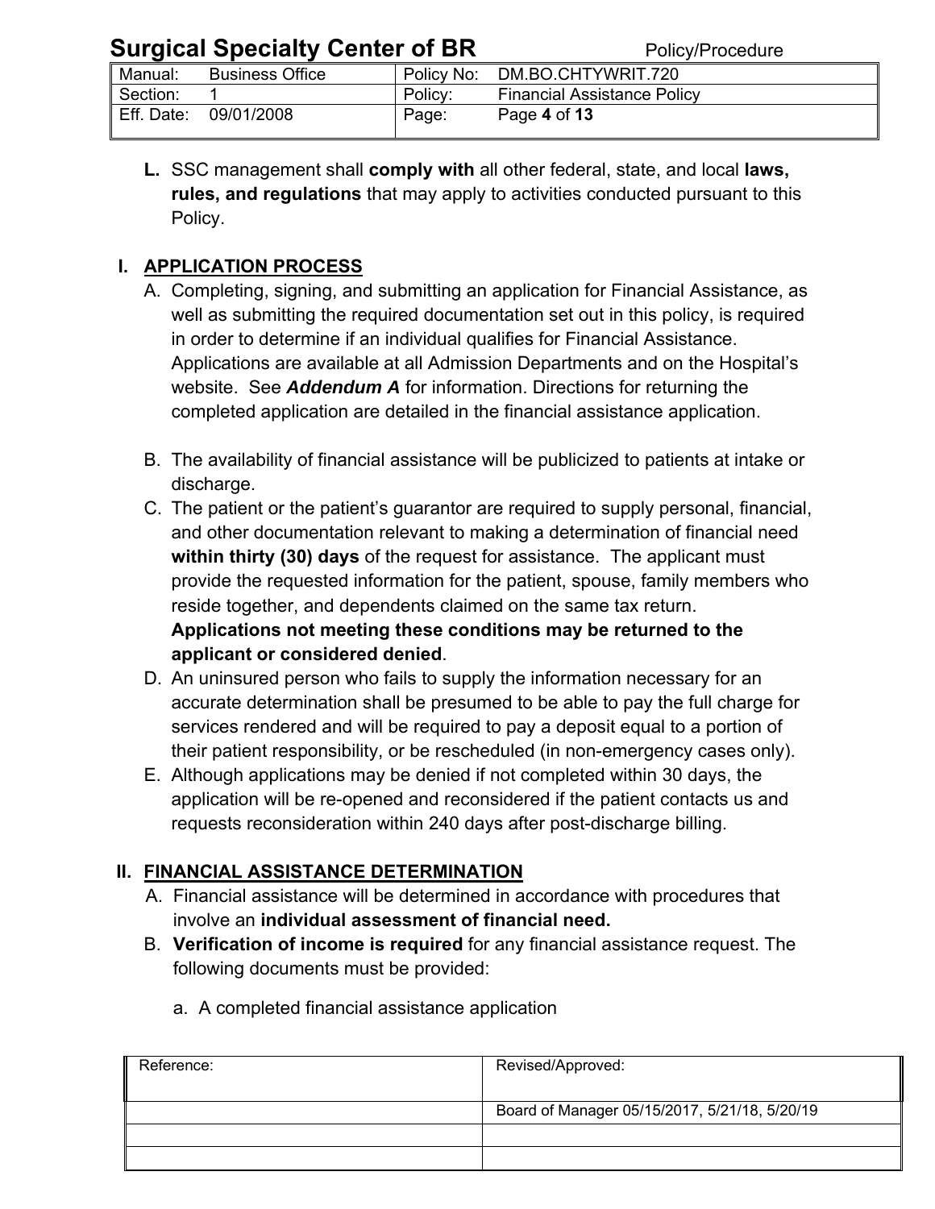**L.** SSC management shall **comply with** all other federal, state, and local **laws, rules, and regulations** that may apply to activities conducted pursuant to this Policy.

## I. APPLICATION PROCESS

A. Completing, signing, and submitting an application for Financial Assistance, as well as submitting the required documentation set out in this policy, is required in order to determine if an individual qualifies for Financial Assistance. Applications are available at all Admission Departments and on the Hospital's website. See ***Addendum A*** for information. Directions for returning the completed application are detailed in the financial assistance application.

B. The availability of financial assistance will be publicized to patients at intake or discharge.

C. The patient or the patient's guarantor are required to supply personal, financial, and other documentation relevant to making a determination of financial need **within thirty (30) days** of the request for assistance. The applicant must provide the requested information for the patient, spouse, family members who reside together, and dependents claimed on the same tax return. **Applications not meeting these conditions may be returned to the applicant or considered denied**.

D. An uninsured person who fails to supply the information necessary for an accurate determination shall be presumed to be able to pay the full charge for services rendered and will be required to pay a deposit equal to a portion of their patient responsibility, or be rescheduled (in non-emergency cases only).

E. Although applications may be denied if not completed within 30 days, the application will be re-opened and reconsidered if the patient contacts us and requests reconsideration within 240 days after post-discharge billing.

## II. FINANCIAL ASSISTANCE DETERMINATION

A. Financial assistance will be determined in accordance with procedures that involve an **individual assessment of financial need.**

B. **Verification of income is required** for any financial assistance request. The following documents must be provided:

   a. A completed financial assistance application

| Reference: | Revised/Approved: |
|---|---|
| | Board of Manager 05/15/2017, 5/21/18, 5/20/19 |
| | |
| | |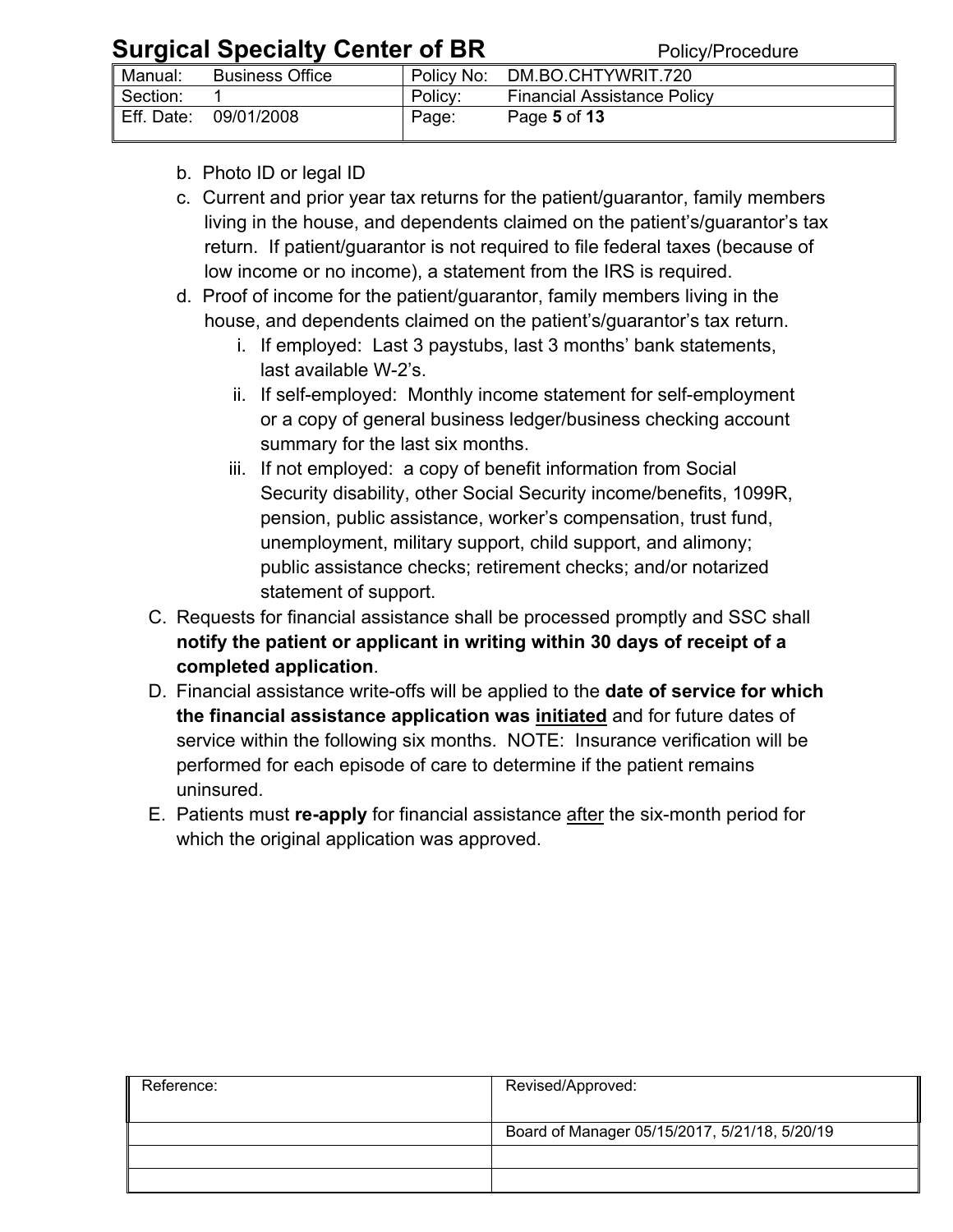b. Photo ID or legal ID

c. Current and prior year tax returns for the patient/guarantor, family members living in the house, and dependents claimed on the patient's/guarantor's tax return. If patient/guarantor is not required to file federal taxes (because of low income or no income), a statement from the IRS is required.

d. Proof of income for the patient/guarantor, family members living in the house, and dependents claimed on the patient's/guarantor's tax return.

   i. If employed: Last 3 paystubs, last 3 months' bank statements, last available W-2's.

   ii. If self-employed: Monthly income statement for self-employment or a copy of general business ledger/business checking account summary for the last six months.

   iii. If not employed: a copy of benefit information from Social Security disability, other Social Security income/benefits, 1099R, pension, public assistance, worker's compensation, trust fund, unemployment, military support, child support, and alimony; public assistance checks; retirement checks; and/or notarized statement of support.

C. Requests for financial assistance shall be processed promptly and SSC shall **notify the patient or applicant in writing within 30 days of receipt of a completed application**.

D. Financial assistance write-offs will be applied to the **date of service for which the financial assistance application was <u>initiated</u>** and for future dates of service within the following six months. NOTE: Insurance verification will be performed for each episode of care to determine if the patient remains uninsured.

E. Patients must **re-apply** for financial assistance <u>after</u> the six-month period for which the original application was approved.

| Reference: | Revised/Approved: |
|---|---|
| | Board of Manager 05/15/2017, 5/21/18, 5/20/19 |
| | |
| | |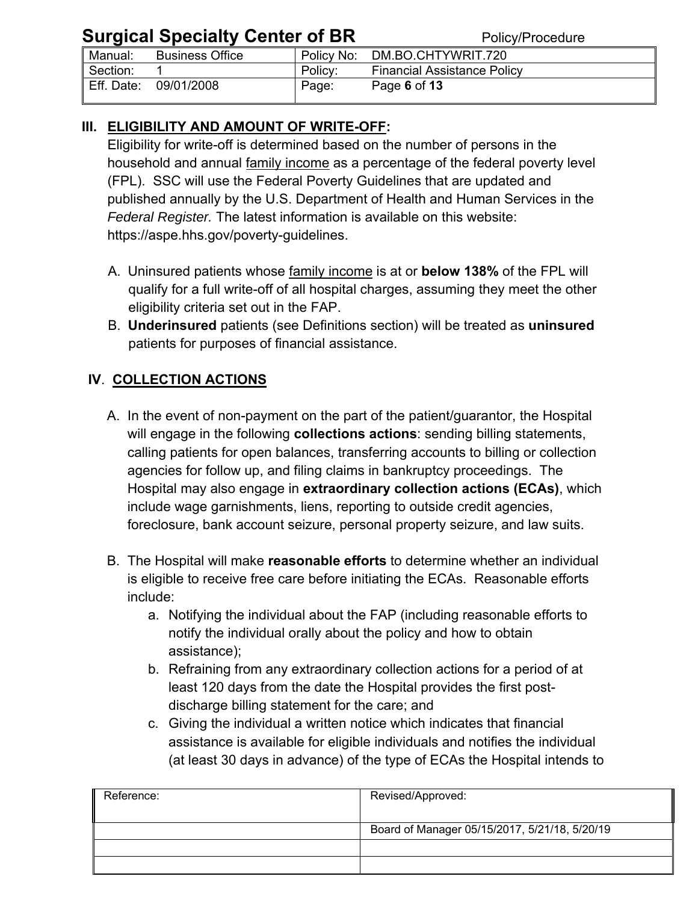## III. ELIGIBILITY AND AMOUNT OF WRITE-OFF:

Eligibility for write-off is determined based on the number of persons in the household and annual family income as a percentage of the federal poverty level (FPL). SSC will use the Federal Poverty Guidelines that are updated and published annually by the U.S. Department of Health and Human Services in the *Federal Register.* The latest information is available on this website: https://aspe.hhs.gov/poverty-guidelines.

A. Uninsured patients whose family income is at or **below 138%** of the FPL will qualify for a full write-off of all hospital charges, assuming they meet the other eligibility criteria set out in the FAP.

B. **Underinsured** patients (see Definitions section) will be treated as **uninsured** patients for purposes of financial assistance.

## IV. COLLECTION ACTIONS

A. In the event of non-payment on the part of the patient/guarantor, the Hospital will engage in the following **collections actions**: sending billing statements, calling patients for open balances, transferring accounts to billing or collection agencies for follow up, and filing claims in bankruptcy proceedings. The Hospital may also engage in **extraordinary collection actions (ECAs)**, which include wage garnishments, liens, reporting to outside credit agencies, foreclosure, bank account seizure, personal property seizure, and law suits.

B. The Hospital will make **reasonable efforts** to determine whether an individual is eligible to receive free care before initiating the ECAs. Reasonable efforts include:

   a. Notifying the individual about the FAP (including reasonable efforts to notify the individual orally about the policy and how to obtain assistance);
   b. Refraining from any extraordinary collection actions for a period of at least 120 days from the date the Hospital provides the first post-discharge billing statement for the care; and
   c. Giving the individual a written notice which indicates that financial assistance is available for eligible individuals and notifies the individual (at least 30 days in advance) of the type of ECAs the Hospital intends to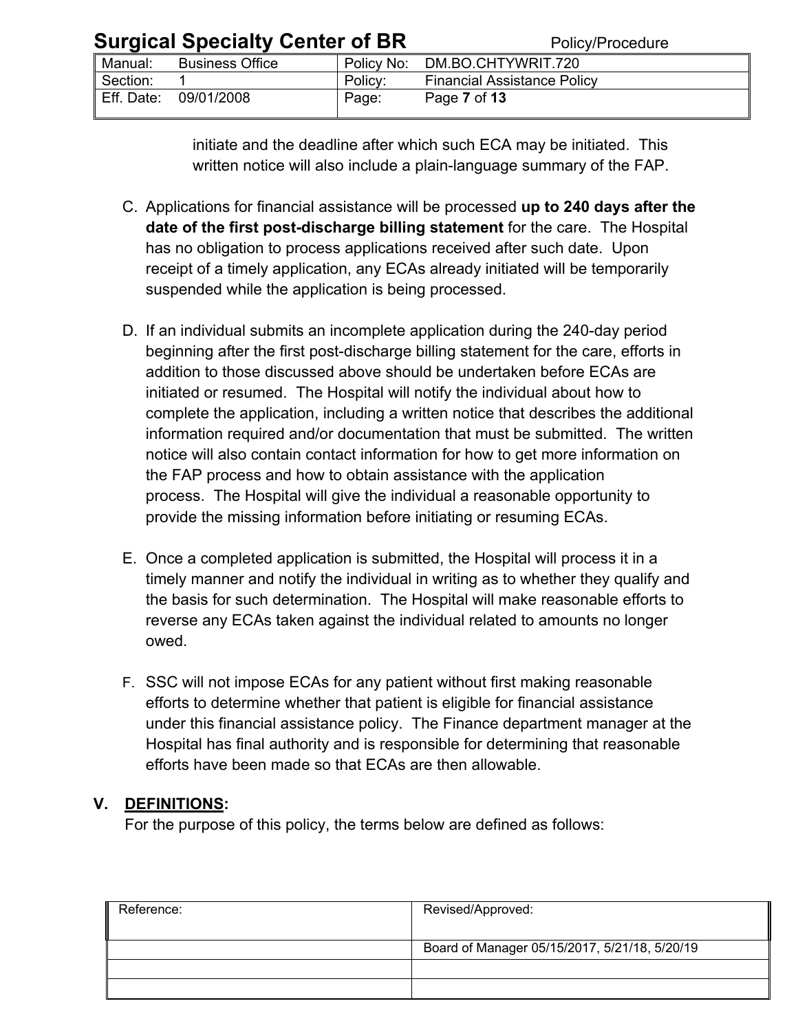initiate and the deadline after which such ECA may be initiated. This written notice will also include a plain-language summary of the FAP.

C. Applications for financial assistance will be processed **up to 240 days after the date of the first post-discharge billing statement** for the care. The Hospital has no obligation to process applications received after such date. Upon receipt of a timely application, any ECAs already initiated will be temporarily suspended while the application is being processed.

D. If an individual submits an incomplete application during the 240-day period beginning after the first post-discharge billing statement for the care, efforts in addition to those discussed above should be undertaken before ECAs are initiated or resumed. The Hospital will notify the individual about how to complete the application, including a written notice that describes the additional information required and/or documentation that must be submitted. The written notice will also contain contact information for how to get more information on the FAP process and how to obtain assistance with the application process. The Hospital will give the individual a reasonable opportunity to provide the missing information before initiating or resuming ECAs.

E. Once a completed application is submitted, the Hospital will process it in a timely manner and notify the individual in writing as to whether they qualify and the basis for such determination. The Hospital will make reasonable efforts to reverse any ECAs taken against the individual related to amounts no longer owed.

F. SSC will not impose ECAs for any patient without first making reasonable efforts to determine whether that patient is eligible for financial assistance under this financial assistance policy. The Finance department manager at the Hospital has final authority and is responsible for determining that reasonable efforts have been made so that ECAs are then allowable.

## V. DEFINITIONS:

For the purpose of this policy, the terms below are defined as follows: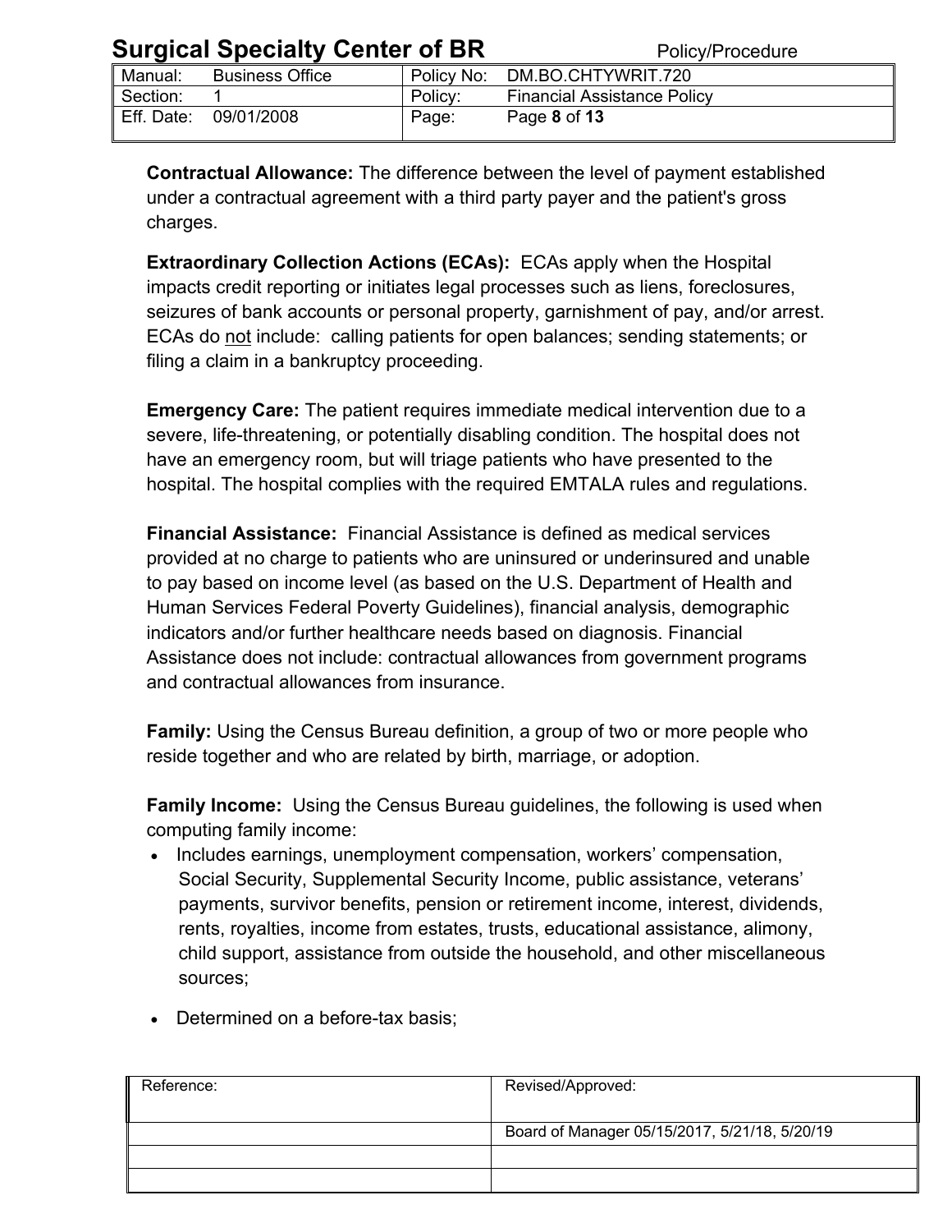**Contractual Allowance:** The difference between the level of payment established under a contractual agreement with a third party payer and the patient's gross charges.

**Extraordinary Collection Actions (ECAs):** ECAs apply when the Hospital impacts credit reporting or initiates legal processes such as liens, foreclosures, seizures of bank accounts or personal property, garnishment of pay, and/or arrest. ECAs do not include: calling patients for open balances; sending statements; or filing a claim in a bankruptcy proceeding.

**Emergency Care:** The patient requires immediate medical intervention due to a severe, life-threatening, or potentially disabling condition. The hospital does not have an emergency room, but will triage patients who have presented to the hospital. The hospital complies with the required EMTALA rules and regulations.

**Financial Assistance:** Financial Assistance is defined as medical services provided at no charge to patients who are uninsured or underinsured and unable to pay based on income level (as based on the U.S. Department of Health and Human Services Federal Poverty Guidelines), financial analysis, demographic indicators and/or further healthcare needs based on diagnosis. Financial Assistance does not include: contractual allowances from government programs and contractual allowances from insurance.

**Family:** Using the Census Bureau definition, a group of two or more people who reside together and who are related by birth, marriage, or adoption.

**Family Income:** Using the Census Bureau guidelines, the following is used when computing family income:

- Includes earnings, unemployment compensation, workers' compensation, Social Security, Supplemental Security Income, public assistance, veterans' payments, survivor benefits, pension or retirement income, interest, dividends, rents, royalties, income from estates, trusts, educational assistance, alimony, child support, assistance from outside the household, and other miscellaneous sources;
- Determined on a before-tax basis;

| Reference: | Revised/Approved: |
|---|---|
| | Board of Manager 05/15/2017, 5/21/18, 5/20/19 |
| | |
| | |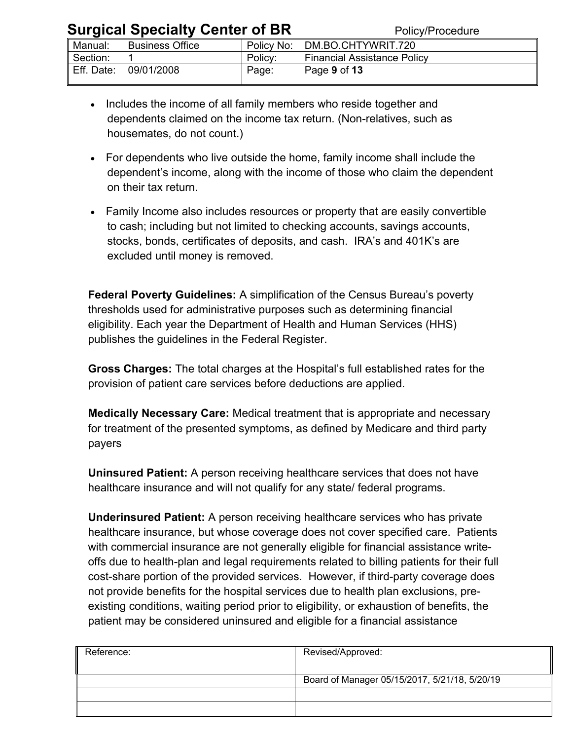- Includes the income of all family members who reside together and dependents claimed on the income tax return. (Non-relatives, such as housemates, do not count.)

- For dependents who live outside the home, family income shall include the dependent's income, along with the income of those who claim the dependent on their tax return.

- Family Income also includes resources or property that are easily convertible to cash; including but not limited to checking accounts, savings accounts, stocks, bonds, certificates of deposits, and cash. IRA's and 401K's are excluded until money is removed.

**Federal Poverty Guidelines:** A simplification of the Census Bureau's poverty thresholds used for administrative purposes such as determining financial eligibility. Each year the Department of Health and Human Services (HHS) publishes the guidelines in the Federal Register.

**Gross Charges:** The total charges at the Hospital's full established rates for the provision of patient care services before deductions are applied.

**Medically Necessary Care:** Medical treatment that is appropriate and necessary for treatment of the presented symptoms, as defined by Medicare and third party payers

**Uninsured Patient:** A person receiving healthcare services that does not have healthcare insurance and will not qualify for any state/ federal programs.

**Underinsured Patient:** A person receiving healthcare services who has private healthcare insurance, but whose coverage does not cover specified care. Patients with commercial insurance are not generally eligible for financial assistance write-offs due to health-plan and legal requirements related to billing patients for their full cost-share portion of the provided services. However, if third-party coverage does not provide benefits for the hospital services due to health plan exclusions, pre-existing conditions, waiting period prior to eligibility, or exhaustion of benefits, the patient may be considered uninsured and eligible for a financial assistance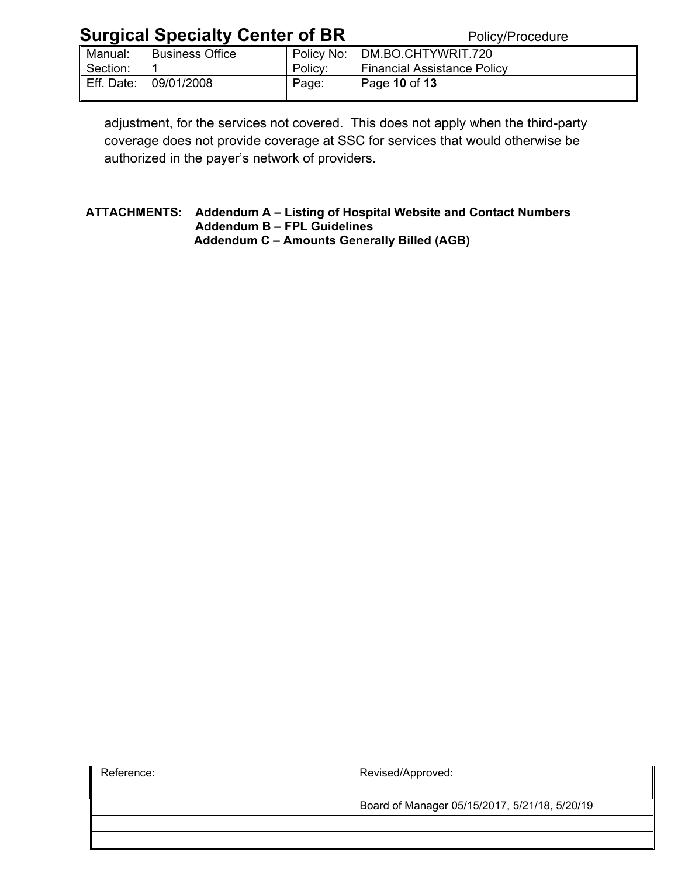adjustment, for the services not covered. This does not apply when the third-party coverage does not provide coverage at SSC for services that would otherwise be authorized in the payer's network of providers.

**ATTACHMENTS: Addendum A – Listing of Hospital Website and Contact Numbers**
**Addendum B – FPL Guidelines**
**Addendum C – Amounts Generally Billed (AGB)**

| Reference: | Revised/Approved: |
|---|---|
| | Board of Manager 05/15/2017, 5/21/18, 5/20/19 |
| | |
| | |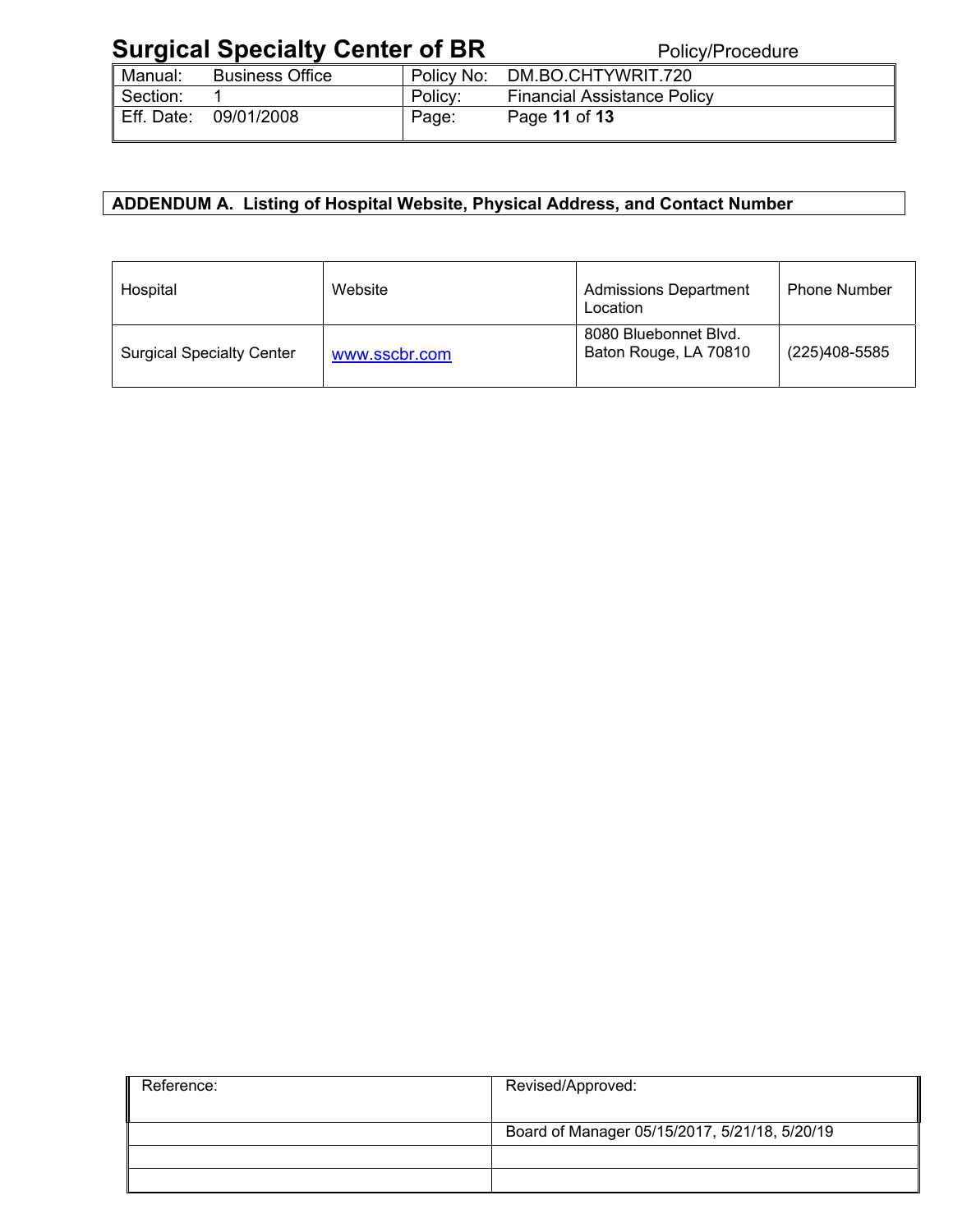**ADDENDUM A. Listing of Hospital Website, Physical Address, and Contact Number**

| Hospital | Website | Admissions Department Location | Phone Number |
|---|---|---|---|
| Surgical Specialty Center | www.sscbr.com | 8080 Bluebonnet Blvd. Baton Rouge, LA 70810 | (225)408-5585 |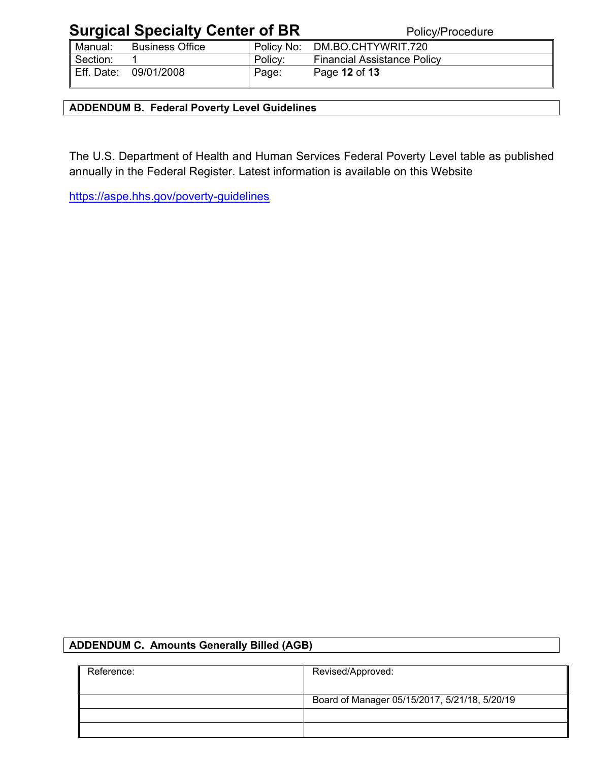## ADDENDUM B. Federal Poverty Level Guidelines

The U.S. Department of Health and Human Services Federal Poverty Level table as published annually in the Federal Register. Latest information is available on this Website

https://aspe.hhs.gov/poverty-guidelines

## ADDENDUM C. Amounts Generally Billed (AGB)

| Reference: | Revised/Approved: |
|---|---|
| | Board of Manager 05/15/2017, 5/21/18, 5/20/19 |
| | |
| | |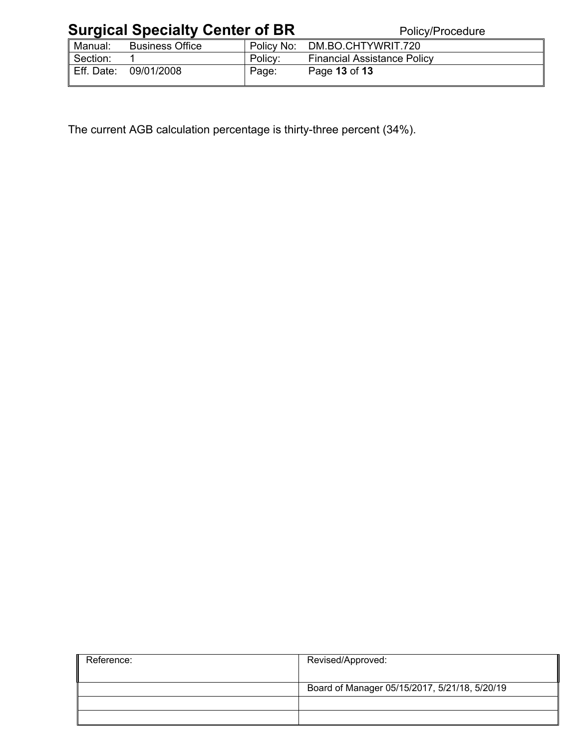The current AGB calculation percentage is thirty-three percent (34%).

| Reference: | Revised/Approved: |
| --- | --- |
| | Board of Manager 05/15/2017, 5/21/18, 5/20/19 |
| | |
| | |